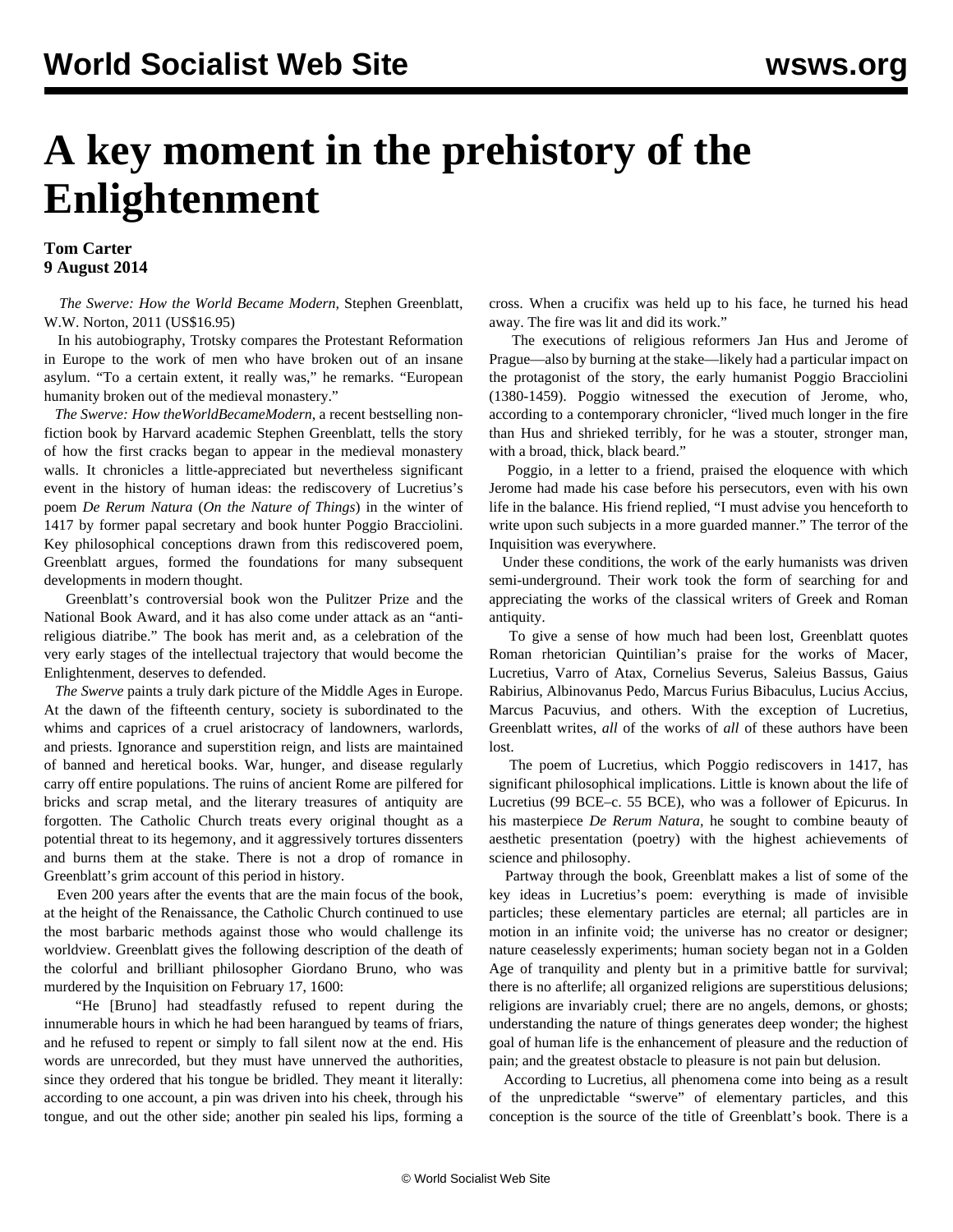# A key moment in the prehistory of the Enlightenment

**Tom Carter**
**9 August 2014**

*The Swerve: How the World Became Modern,* Stephen Greenblatt, W.W. Norton, 2011 (US$16.95)

In his autobiography, Trotsky compares the Protestant Reformation in Europe to the work of men who have broken out of an insane asylum. "To a certain extent, it really was," he remarks. "European humanity broken out of the medieval monastery."

*The Swerve: How theWorldBecameModern*, a recent bestselling non-fiction book by Harvard academic Stephen Greenblatt, tells the story of how the first cracks began to appear in the medieval monastery walls. It chronicles a little-appreciated but nevertheless significant event in the history of human ideas: the rediscovery of Lucretius's poem *De Rerum Natura* (*On the Nature of Things*) in the winter of 1417 by former papal secretary and book hunter Poggio Bracciolini. Key philosophical conceptions drawn from this rediscovered poem, Greenblatt argues, formed the foundations for many subsequent developments in modern thought.

Greenblatt's controversial book won the Pulitzer Prize and the National Book Award, and it has also come under attack as an "anti-religious diatribe." The book has merit and, as a celebration of the very early stages of the intellectual trajectory that would become the Enlightenment, deserves to defended.

*The Swerve* paints a truly dark picture of the Middle Ages in Europe. At the dawn of the fifteenth century, society is subordinated to the whims and caprices of a cruel aristocracy of landowners, warlords, and priests. Ignorance and superstition reign, and lists are maintained of banned and heretical books. War, hunger, and disease regularly carry off entire populations. The ruins of ancient Rome are pilfered for bricks and scrap metal, and the literary treasures of antiquity are forgotten. The Catholic Church treats every original thought as a potential threat to its hegemony, and it aggressively tortures dissenters and burns them at the stake. There is not a drop of romance in Greenblatt's grim account of this period in history.

Even 200 years after the events that are the main focus of the book, at the height of the Renaissance, the Catholic Church continued to use the most barbaric methods against those who would challenge its worldview. Greenblatt gives the following description of the death of the colorful and brilliant philosopher Giordano Bruno, who was murdered by the Inquisition on February 17, 1600:

"He [Bruno] had steadfastly refused to repent during the innumerable hours in which he had been harangued by teams of friars, and he refused to repent or simply to fall silent now at the end. His words are unrecorded, but they must have unnerved the authorities, since they ordered that his tongue be bridled. They meant it literally: according to one account, a pin was driven into his cheek, through his tongue, and out the other side; another pin sealed his lips, forming a cross. When a crucifix was held up to his face, he turned his head away. The fire was lit and did its work."

The executions of religious reformers Jan Hus and Jerome of Prague—also by burning at the stake—likely had a particular impact on the protagonist of the story, the early humanist Poggio Bracciolini (1380-1459). Poggio witnessed the execution of Jerome, who, according to a contemporary chronicler, "lived much longer in the fire than Hus and shrieked terribly, for he was a stouter, stronger man, with a broad, thick, black beard."

Poggio, in a letter to a friend, praised the eloquence with which Jerome had made his case before his persecutors, even with his own life in the balance. His friend replied, "I must advise you henceforth to write upon such subjects in a more guarded manner." The terror of the Inquisition was everywhere.

Under these conditions, the work of the early humanists was driven semi-underground. Their work took the form of searching for and appreciating the works of the classical writers of Greek and Roman antiquity.

To give a sense of how much had been lost, Greenblatt quotes Roman rhetorician Quintilian's praise for the works of Macer, Lucretius, Varro of Atax, Cornelius Severus, Saleius Bassus, Gaius Rabirius, Albinovanus Pedo, Marcus Furius Bibaculus, Lucius Accius, Marcus Pacuvius, and others. With the exception of Lucretius, Greenblatt writes, *all* of the works of *all* of these authors have been lost.

The poem of Lucretius, which Poggio rediscovers in 1417, has significant philosophical implications. Little is known about the life of Lucretius (99 BCE–c. 55 BCE), who was a follower of Epicurus. In his masterpiece *De Rerum Natura*, he sought to combine beauty of aesthetic presentation (poetry) with the highest achievements of science and philosophy.

Partway through the book, Greenblatt makes a list of some of the key ideas in Lucretius's poem: everything is made of invisible particles; these elementary particles are eternal; all particles are in motion in an infinite void; the universe has no creator or designer; nature ceaselessly experiments; human society began not in a Golden Age of tranquility and plenty but in a primitive battle for survival; there is no afterlife; all organized religions are superstitious delusions; religions are invariably cruel; there are no angels, demons, or ghosts; understanding the nature of things generates deep wonder; the highest goal of human life is the enhancement of pleasure and the reduction of pain; and the greatest obstacle to pleasure is not pain but delusion.

According to Lucretius, all phenomena come into being as a result of the unpredictable "swerve" of elementary particles, and this conception is the source of the title of Greenblatt's book. There is a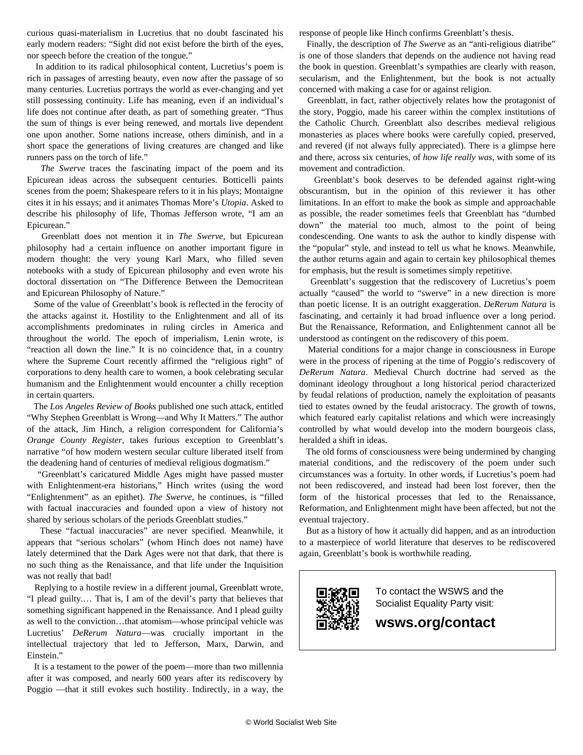curious quasi-materialism in Lucretius that no doubt fascinated his early modern readers: "Sight did not exist before the birth of the eyes, nor speech before the creation of the tongue."

In addition to its radical philosophical content, Lucretius's poem is rich in passages of arresting beauty, even now after the passage of so many centuries. Lucretius portrays the world as ever-changing and yet still possessing continuity. Life has meaning, even if an individual's life does not continue after death, as part of something greater. "Thus the sum of things is ever being renewed, and mortals live dependent one upon another. Some nations increase, others diminish, and in a short space the generations of living creatures are changed and like runners pass on the torch of life."

*The Swerve* traces the fascinating impact of the poem and its Epicurean ideas across the subsequent centuries. Botticelli paints scenes from the poem; Shakespeare refers to it in his plays; Montaigne cites it in his essays; and it animates Thomas More's *Utopia*. Asked to describe his philosophy of life, Thomas Jefferson wrote, "I am an Epicurean."

Greenblatt does not mention it in *The Swerve*, but Epicurean philosophy had a certain influence on another important figure in modern thought: the very young Karl Marx, who filled seven notebooks with a study of Epicurean philosophy and even wrote his doctoral dissertation on "The Difference Between the Democritean and Epicurean Philosophy of Nature."

Some of the value of Greenblatt's book is reflected in the ferocity of the attacks against it. Hostility to the Enlightenment and all of its accomplishments predominates in ruling circles in America and throughout the world. The epoch of imperialism, Lenin wrote, is "reaction all down the line." It is no coincidence that, in a country where the Supreme Court recently affirmed the "religious right" of corporations to deny health care to women, a book celebrating secular humanism and the Enlightenment would encounter a chilly reception in certain quarters.

The *Los Angeles Review of Books* published one such attack, entitled "Why Stephen Greenblatt is Wrong—and Why It Matters." The author of the attack, Jim Hinch, a religion correspondent for California's *Orange County Register*, takes furious exception to Greenblatt's narrative "of how modern western secular culture liberated itself from the deadening hand of centuries of medieval religious dogmatism."

"Greenblatt's caricatured Middle Ages might have passed muster with Enlightenment-era historians," Hinch writes (using the word "Enlightenment" as an epithet). *The Swerve*, he continues, is "filled with factual inaccuracies and founded upon a view of history not shared by serious scholars of the periods Greenblatt studies."

These "factual inaccuracies" are never specified. Meanwhile, it appears that "serious scholars" (whom Hinch does not name) have lately determined that the Dark Ages were not that dark, that there is no such thing as the Renaissance, and that life under the Inquisition was not really that bad!

Replying to a hostile review in a different journal, Greenblatt wrote, "I plead guilty.… That is, I am of the devil's party that believes that something significant happened in the Renaissance. And I plead guilty as well to the conviction…that atomism—whose principal vehicle was Lucretius' *DeRerum Natura*—was crucially important in the intellectual trajectory that led to Jefferson, Marx, Darwin, and Einstein."

It is a testament to the power of the poem—more than two millennia after it was composed, and nearly 600 years after its rediscovery by Poggio —that it still evokes such hostility. Indirectly, in a way, the response of people like Hinch confirms Greenblatt's thesis.

Finally, the description of *The Swerve* as an "anti-religious diatribe" is one of those slanders that depends on the audience not having read the book in question. Greenblatt's sympathies are clearly with reason, secularism, and the Enlightenment, but the book is not actually concerned with making a case for or against religion.

Greenblatt, in fact, rather objectively relates how the protagonist of the story, Poggio, made his career within the complex institutions of the Catholic Church. Greenblatt also describes medieval religious monasteries as places where books were carefully copied, preserved, and revered (if not always fully appreciated). There is a glimpse here and there, across six centuries, of *how life really was*, with some of its movement and contradiction.

Greenblatt's book deserves to be defended against right-wing obscurantism, but in the opinion of this reviewer it has other limitations. In an effort to make the book as simple and approachable as possible, the reader sometimes feels that Greenblatt has "dumbed down" the material too much, almost to the point of being condescending. One wants to ask the author to kindly dispense with the "popular" style, and instead to tell us what he knows. Meanwhile, the author returns again and again to certain key philosophical themes for emphasis, but the result is sometimes simply repetitive.

Greenblatt's suggestion that the rediscovery of Lucretius's poem actually "caused" the world to "swerve" in a new direction is more than poetic license. It is an outright exaggeration. *DeRerum Natura* is fascinating, and certainly it had broad influence over a long period. But the Renaissance, Reformation, and Enlightenment cannot all be understood as contingent on the rediscovery of this poem.

Material conditions for a major change in consciousness in Europe were in the process of ripening at the time of Poggio's rediscovery of *DeRerum Natura*. Medieval Church doctrine had served as the dominant ideology throughout a long historical period characterized by feudal relations of production, namely the exploitation of peasants tied to estates owned by the feudal aristocracy. The growth of towns, which featured early capitalist relations and which were increasingly controlled by what would develop into the modern bourgeois class, heralded a shift in ideas.

The old forms of consciousness were being undermined by changing material conditions, and the rediscovery of the poem under such circumstances was a fortuity. In other words, if Lucretius's poem had not been rediscovered, and instead had been lost forever, then the form of the historical processes that led to the Renaissance, Reformation, and Enlightenment might have been affected, but not the eventual trajectory.

But as a history of how it actually did happen, and as an introduction to a masterpiece of world literature that deserves to be rediscovered again, Greenblatt's book is worthwhile reading.

To contact the WSWS and the Socialist Equality Party visit:

**wsws.org/contact**